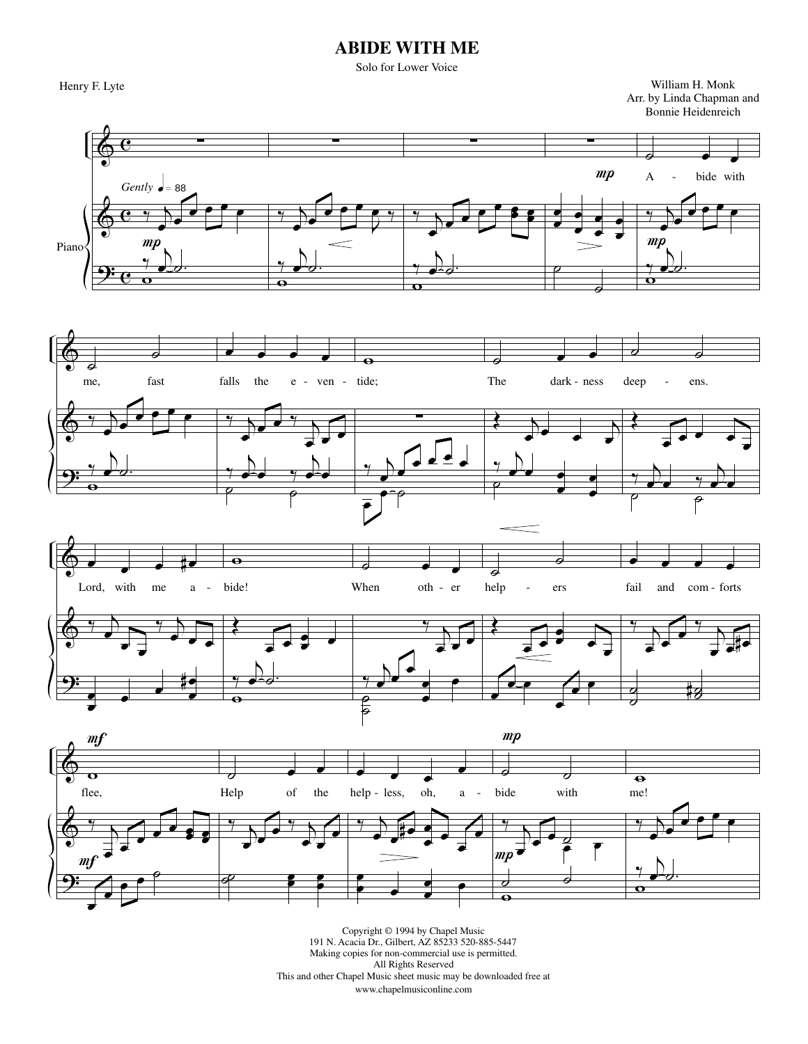# ABIDE WITH ME

Solo for Lower Voice

Henry F. Lyte

William H. Monk
Arr. by Linda Chapman and
Bonnie Heidenreich

Copyright © 1994 by Chapel Music
191 N. Acacia Dr., Gilbert, AZ 85233 520-885-5447
Making copies for non-commercial use is permitted.
All Rights Reserved
This and other Chapel Music sheet music may be downloaded free at
www.chapelmusiconline.com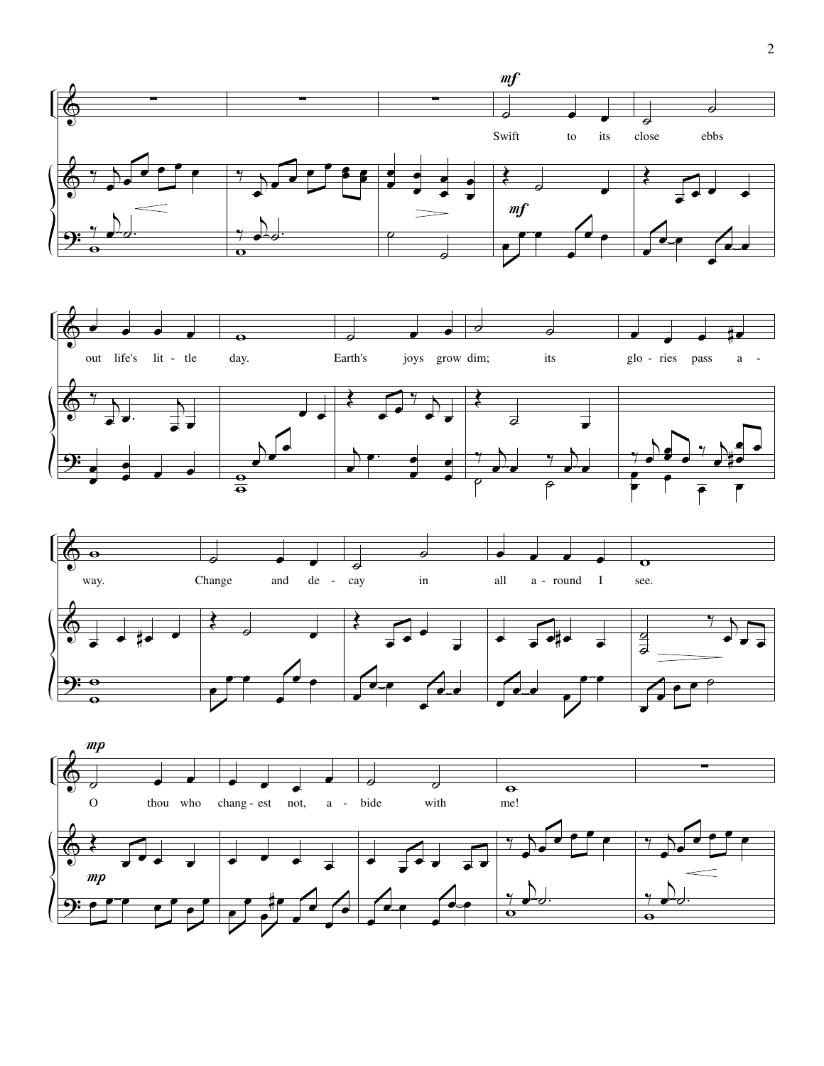*mf*

Swift to its close ebbs out life's lit - tle day. Earth's joys grow dim; its glo - ries pass a - way. Change and de - cay in all a - round I see.

*mp*

O thou who chang - est not, a - bide with me!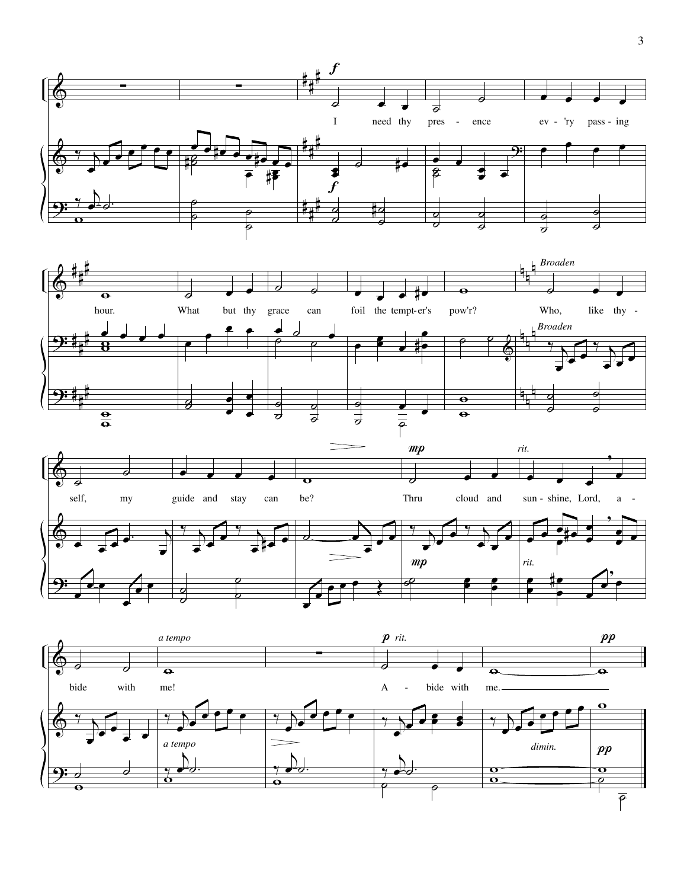I need thy presence every passing hour.
What but thy grace can foil the tempter's pow'r?
Who, like thyself, my guide and stay can be?
Thru cloud and sunshine, Lord, abide with me!
Abide with me.